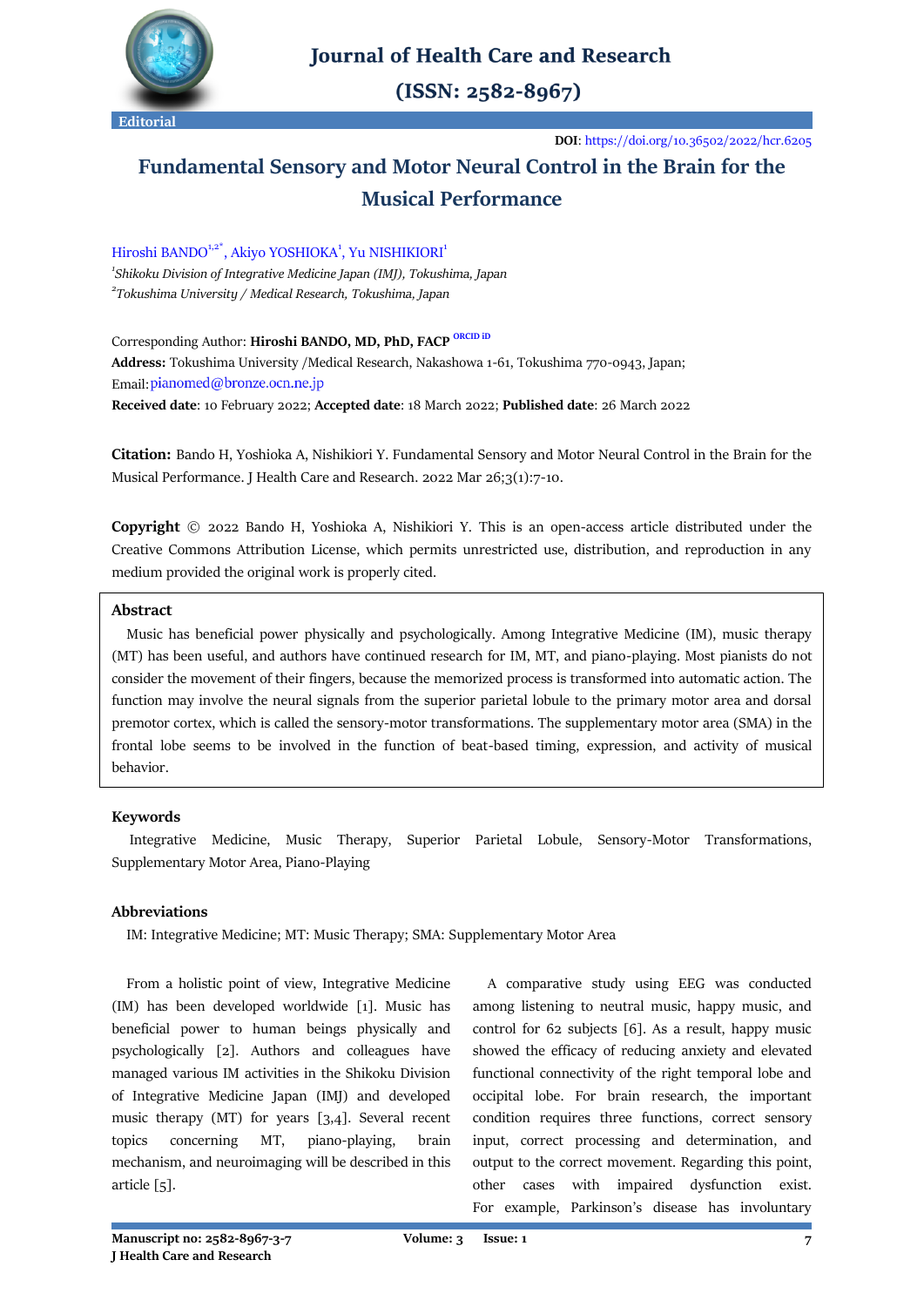Journal of Health Care and Research

(ISSN: 2582-8967)

Editorial

**DOI**: https://doi.org/10.36502/2022/hcr.6205

# Fundamental Sensory and Motor Neural Control in the Brain for the Musical Performance

Hiroshi BANDO[1,2*], Akiyo YOSHIOKA[1], Yu NISHIKIORI[1]

[1]*Shikoku Division of Integrative Medicine Japan (IMJ), Tokushima, Japan*

[2]*Tokushima University / Medical Research, Tokushima, Japan*

Corresponding Author: **Hiroshi BANDO, MD, PhD, FACP** ORCID iD

**Address:** Tokushima University /Medical Research, Nakashowa 1-61, Tokushima 770-0943, Japan;

Email: pianomed@bronze.ocn.ne.jp

**Received date**: 10 February 2022; **Accepted date**: 18 March 2022; **Published date**: 26 March 2022

**Citation:** Bando H, Yoshioka A, Nishikiori Y. Fundamental Sensory and Motor Neural Control in the Brain for the Musical Performance. J Health Care and Research. 2022 Mar 26;3(1):7-10.

**Copyright** © 2022 Bando H, Yoshioka A, Nishikiori Y. This is an open-access article distributed under the Creative Commons Attribution License, which permits unrestricted use, distribution, and reproduction in any medium provided the original work is properly cited.

## Abstract

Music has beneficial power physically and psychologically. Among Integrative Medicine (IM), music therapy (MT) has been useful, and authors have continued research for IM, MT, and piano-playing. Most pianists do not consider the movement of their fingers, because the memorized process is transformed into automatic action. The function may involve the neural signals from the superior parietal lobule to the primary motor area and dorsal premotor cortex, which is called the sensory-motor transformations. The supplementary motor area (SMA) in the frontal lobe seems to be involved in the function of beat-based timing, expression, and activity of musical behavior.

## Keywords

Integrative Medicine, Music Therapy, Superior Parietal Lobule, Sensory-Motor Transformations, Supplementary Motor Area, Piano-Playing

## Abbreviations

IM: Integrative Medicine; MT: Music Therapy; SMA: Supplementary Motor Area

From a holistic point of view, Integrative Medicine (IM) has been developed worldwide [1]. Music has beneficial power to human beings physically and psychologically [2]. Authors and colleagues have managed various IM activities in the Shikoku Division of Integrative Medicine Japan (IMJ) and developed music therapy (MT) for years [3,4]. Several recent topics concerning MT, piano-playing, brain mechanism, and neuroimaging will be described in this article [5].

A comparative study using EEG was conducted among listening to neutral music, happy music, and control for 62 subjects [6]. As a result, happy music showed the efficacy of reducing anxiety and elevated functional connectivity of the right temporal lobe and occipital lobe. For brain research, the important condition requires three functions, correct sensory input, correct processing and determination, and output to the correct movement. Regarding this point, other cases with impaired dysfunction exist. For example, Parkinson's disease has involuntary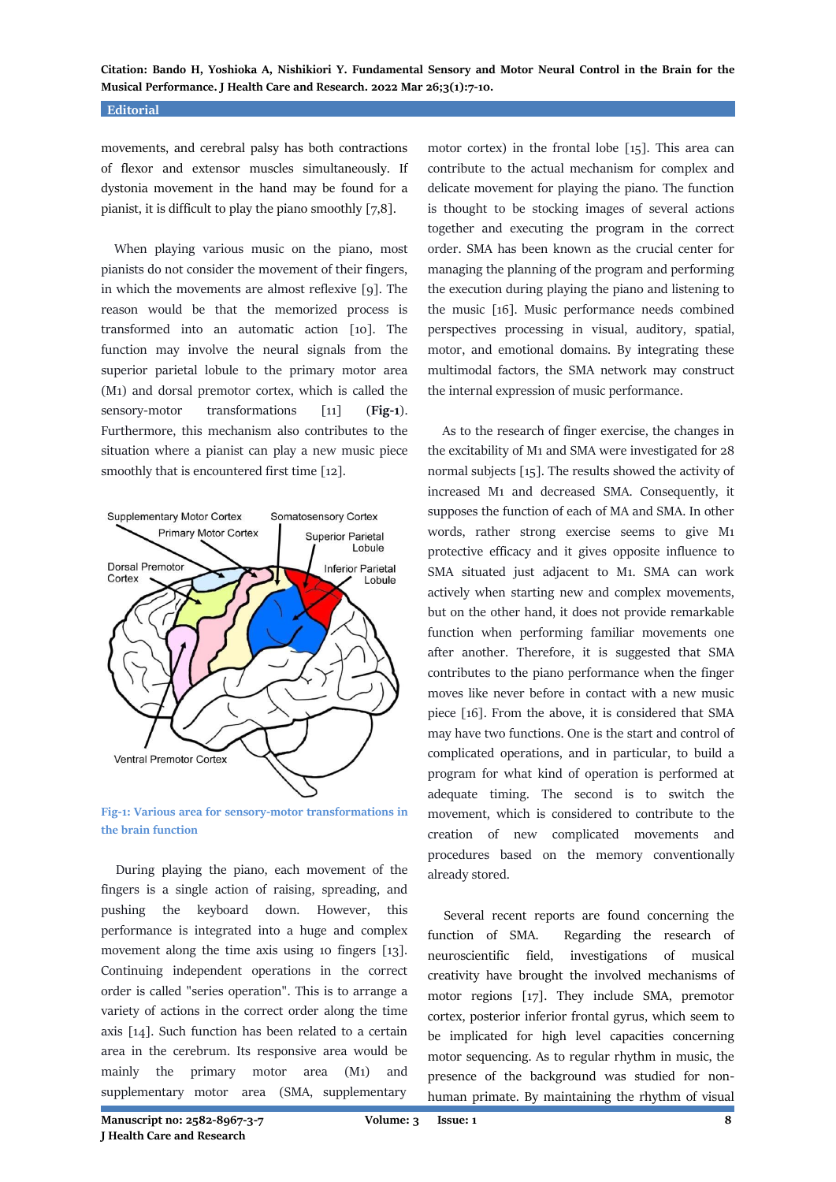movements, and cerebral palsy has both contractions of flexor and extensor muscles simultaneously. If dystonia movement in the hand may be found for a pianist, it is difficult to play the piano smoothly [7,8].

When playing various music on the piano, most pianists do not consider the movement of their fingers, in which the movements are almost reflexive [9]. The reason would be that the memorized process is transformed into an automatic action [10]. The function may involve the neural signals from the superior parietal lobule to the primary motor area (M1) and dorsal premotor cortex, which is called the sensory-motor transformations [11] (**Fig-1**). Furthermore, this mechanism also contributes to the situation where a pianist can play a new music piece smoothly that is encountered first time [12].

**Fig-1: Various area for sensory-motor transformations in the brain function**

During playing the piano, each movement of the fingers is a single action of raising, spreading, and pushing the keyboard down. However, this performance is integrated into a huge and complex movement along the time axis using 10 fingers [13]. Continuing independent operations in the correct order is called "series operation". This is to arrange a variety of actions in the correct order along the time axis [14]. Such function has been related to a certain area in the cerebrum. Its responsive area would be mainly the primary motor area (M1) and supplementary motor area (SMA, supplementary motor cortex) in the frontal lobe [15]. This area can contribute to the actual mechanism for complex and delicate movement for playing the piano. The function is thought to be stocking images of several actions together and executing the program in the correct order. SMA has been known as the crucial center for managing the planning of the program and performing the execution during playing the piano and listening to the music [16]. Music performance needs combined perspectives processing in visual, auditory, spatial, motor, and emotional domains. By integrating these multimodal factors, the SMA network may construct the internal expression of music performance.

As to the research of finger exercise, the changes in the excitability of M1 and SMA were investigated for 28 normal subjects [15]. The results showed the activity of increased M1 and decreased SMA. Consequently, it supposes the function of each of MA and SMA. In other words, rather strong exercise seems to give M1 protective efficacy and it gives opposite influence to SMA situated just adjacent to M1. SMA can work actively when starting new and complex movements, but on the other hand, it does not provide remarkable function when performing familiar movements one after another. Therefore, it is suggested that SMA contributes to the piano performance when the finger moves like never before in contact with a new music piece [16]. From the above, it is considered that SMA may have two functions. One is the start and control of complicated operations, and in particular, to build a program for what kind of operation is performed at adequate timing. The second is to switch the movement, which is considered to contribute to the creation of new complicated movements and procedures based on the memory conventionally already stored.

Several recent reports are found concerning the function of SMA. Regarding the research of neuroscientific field, investigations of musical creativity have brought the involved mechanisms of motor regions [17]. They include SMA, premotor cortex, posterior inferior frontal gyrus, which seem to be implicated for high level capacities concerning motor sequencing. As to regular rhythm in music, the presence of the background was studied for non-human primate. By maintaining the rhythm of visual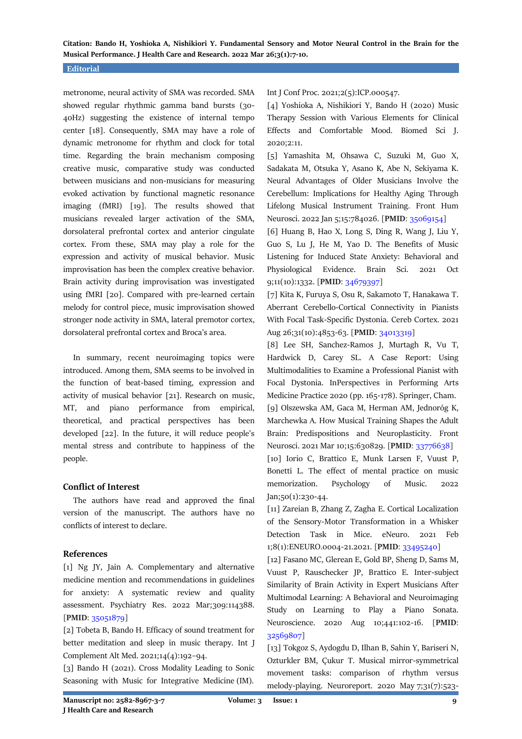metronome, neural activity of SMA was recorded. SMA showed regular rhythmic gamma band bursts (30-40Hz) suggesting the existence of internal tempo center [18]. Consequently, SMA may have a role of dynamic metronome for rhythm and clock for total time. Regarding the brain mechanism composing creative music, comparative study was conducted between musicians and non-musicians for measuring evoked activation by functional magnetic resonance imaging (fMRI) [19]. The results showed that musicians revealed larger activation of the SMA, dorsolateral prefrontal cortex and anterior cingulate cortex. From these, SMA may play a role for the expression and activity of musical behavior. Music improvisation has been the complex creative behavior. Brain activity during improvisation was investigated using fMRI [20]. Compared with pre-learned certain melody for control piece, music improvisation showed stronger node activity in SMA, lateral premotor cortex, dorsolateral prefrontal cortex and Broca's area.

In summary, recent neuroimaging topics were introduced. Among them, SMA seems to be involved in the function of beat-based timing, expression and activity of musical behavior [21]. Research on music, MT, and piano performance from empirical, theoretical, and practical perspectives has been developed [22]. In the future, it will reduce people's mental stress and contribute to happiness of the people.

## Conflict of Interest

The authors have read and approved the final version of the manuscript. The authors have no conflicts of interest to declare.

## References

[1] Ng JY, Jain A. Complementary and alternative medicine mention and recommendations in guidelines for anxiety: A systematic review and quality assessment. Psychiatry Res. 2022 Mar;309:114388. [**PMID**: 35051879]

[2] Tobeta B, Bando H. Efficacy of sound treatment for better meditation and sleep in music therapy. Int J Complement Alt Med. 2021;14(4):192–94.

[3] Bando H (2021). Cross Modality Leading to Sonic Seasoning with Music for Integrative Medicine (IM). Int J Conf Proc. 2021;2(5):ICP.000547.

[4] Yoshioka A, Nishikiori Y, Bando H (2020) Music Therapy Session with Various Elements for Clinical Effects and Comfortable Mood. Biomed Sci J. 2020;2:11.

[5] Yamashita M, Ohsawa C, Suzuki M, Guo X, Sadakata M, Otsuka Y, Asano K, Abe N, Sekiyama K. Neural Advantages of Older Musicians Involve the Cerebellum: Implications for Healthy Aging Through Lifelong Musical Instrument Training. Front Hum Neurosci. 2022 Jan 5;15:784026. [**PMID**: 35069154]

[6] Huang B, Hao X, Long S, Ding R, Wang J, Liu Y, Guo S, Lu J, He M, Yao D. The Benefits of Music Listening for Induced State Anxiety: Behavioral and Physiological Evidence. Brain Sci. 2021 Oct 9;11(10):1332. [**PMID**: 34679397]

[7] Kita K, Furuya S, Osu R, Sakamoto T, Hanakawa T. Aberrant Cerebello-Cortical Connectivity in Pianists With Focal Task-Specific Dystonia. Cereb Cortex. 2021 Aug 26;31(10):4853-63. [**PMID**: 34013319]

[8] Lee SH, Sanchez-Ramos J, Murtagh R, Vu T, Hardwick D, Carey SL. A Case Report: Using Multimodalities to Examine a Professional Pianist with Focal Dystonia. InPerspectives in Performing Arts Medicine Practice 2020 (pp. 165-178). Springer, Cham.

[9] Olszewska AM, Gaca M, Herman AM, Jednoróg K, Marchewka A. How Musical Training Shapes the Adult Brain: Predispositions and Neuroplasticity. Front Neurosci. 2021 Mar 10;15:630829. [**PMID**: 33776638]

[10] Iorio C, Brattico E, Munk Larsen F, Vuust P, Bonetti L. The effect of mental practice on music memorization. Psychology of Music. 2022 Jan;50(1):230-44.

[11] Zareian B, Zhang Z, Zagha E. Cortical Localization of the Sensory-Motor Transformation in a Whisker Detection Task in Mice. eNeuro. 2021 Feb 1;8(1):ENEURO.0004-21.2021. [**PMID**: 33495240]

[12] Fasano MC, Glerean E, Gold BP, Sheng D, Sams M, Vuust P, Rauschecker JP, Brattico E. Inter-subject Similarity of Brain Activity in Expert Musicians After Multimodal Learning: A Behavioral and Neuroimaging Study on Learning to Play a Piano Sonata. Neuroscience. 2020 Aug 10;441:102-16. [**PMID**: 32569807]

[13] Tokgoz S, Aydogdu D, Ilhan B, Sahin Y, Bariseri N, Ozturkler BM, Çukur T. Musical mirror-symmetrical movement tasks: comparison of rhythm versus melody-playing. Neuroreport. 2020 May 7;31(7):523-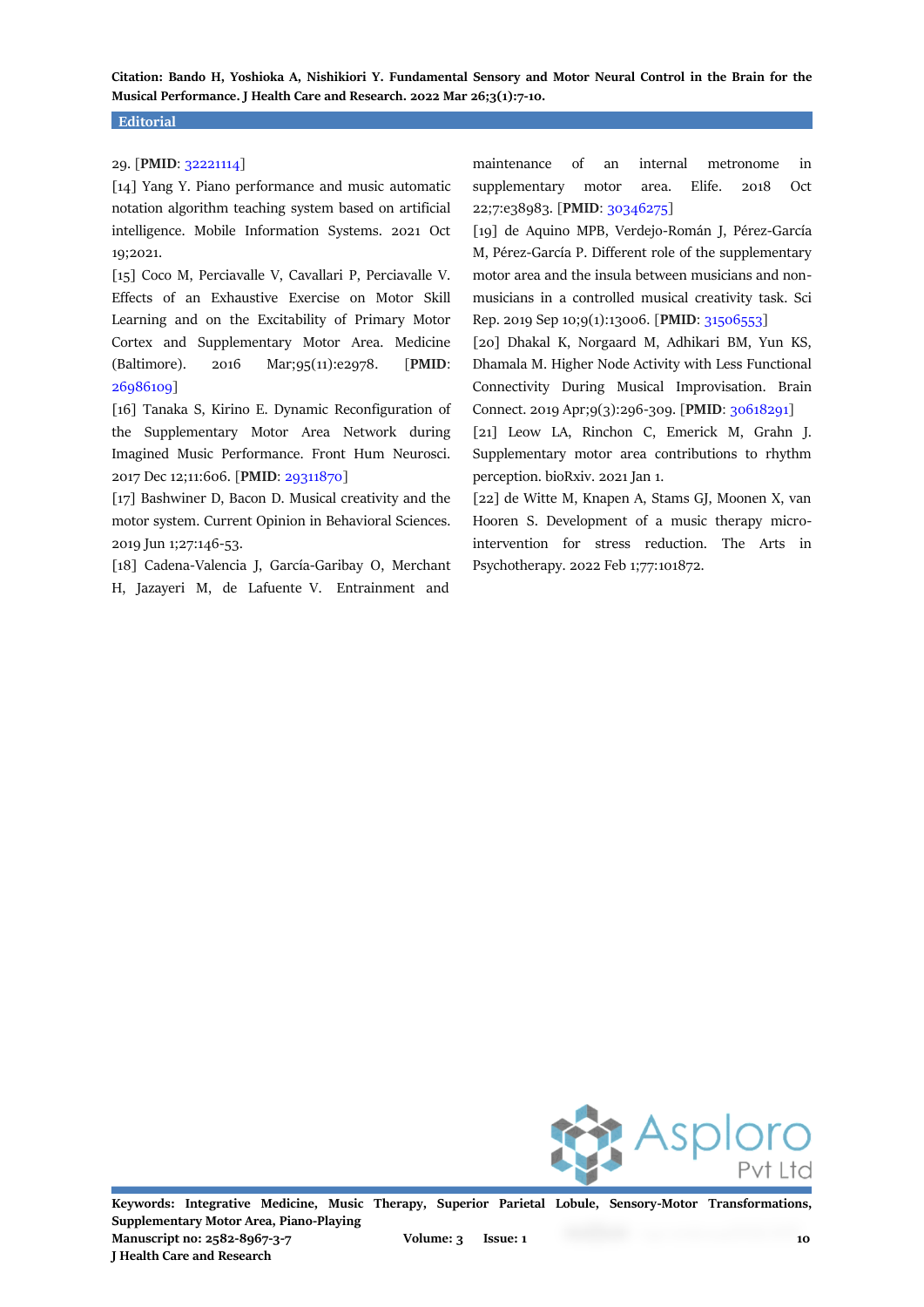29. [**PMID**: 32221114]

[14] Yang Y. Piano performance and music automatic notation algorithm teaching system based on artificial intelligence. Mobile Information Systems. 2021 Oct 19;2021.

[15] Coco M, Perciavalle V, Cavallari P, Perciavalle V. Effects of an Exhaustive Exercise on Motor Skill Learning and on the Excitability of Primary Motor Cortex and Supplementary Motor Area. Medicine (Baltimore). 2016 Mar;95(11):e2978. [**PMID**: 26986109]

[16] Tanaka S, Kirino E. Dynamic Reconfiguration of the Supplementary Motor Area Network during Imagined Music Performance. Front Hum Neurosci. 2017 Dec 12;11:606. [**PMID**: 29311870]

[17] Bashwiner D, Bacon D. Musical creativity and the motor system. Current Opinion in Behavioral Sciences. 2019 Jun 1;27:146-53.

[18] Cadena-Valencia J, García-Garibay O, Merchant H, Jazayeri M, de Lafuente V. Entrainment and maintenance of an internal metronome in supplementary motor area. Elife. 2018 Oct 22;7:e38983. [**PMID**: 30346275]

[19] de Aquino MPB, Verdejo-Román J, Pérez-García M, Pérez-García P. Different role of the supplementary motor area and the insula between musicians and non-musicians in a controlled musical creativity task. Sci Rep. 2019 Sep 10;9(1):13006. [**PMID**: 31506553]

[20] Dhakal K, Norgaard M, Adhikari BM, Yun KS, Dhamala M. Higher Node Activity with Less Functional Connectivity During Musical Improvisation. Brain Connect. 2019 Apr;9(3):296-309. [**PMID**: 30618291]

[21] Leow LA, Rinchon C, Emerick M, Grahn J. Supplementary motor area contributions to rhythm perception. bioRxiv. 2021 Jan 1.

[22] de Witte M, Knapen A, Stams GJ, Moonen X, van Hooren S. Development of a music therapy micro-intervention for stress reduction. The Arts in Psychotherapy. 2022 Feb 1;77:101872.

**Keywords: Integrative Medicine, Music Therapy, Superior Parietal Lobule, Sensory-Motor Transformations, Supplementary Motor Area, Piano-Playing**